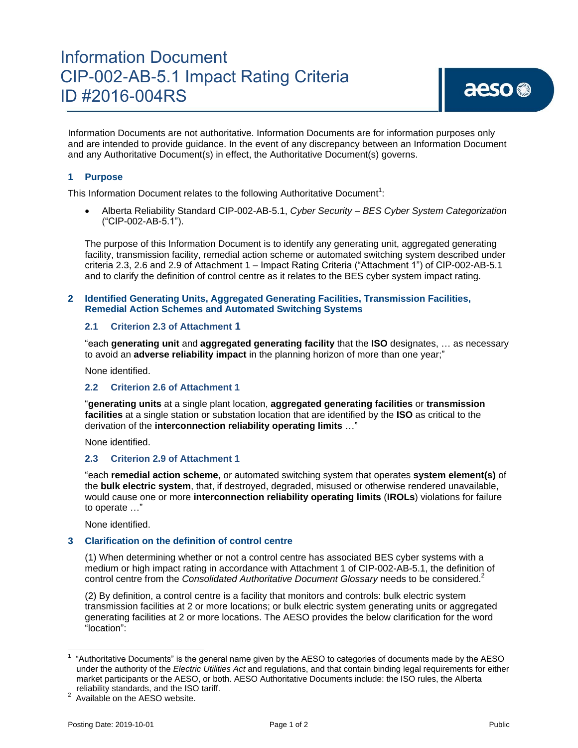# Information Document
# CIP-002-AB-5.1 Impact Rating Criteria
# ID #2016-004RS

Information Documents are not authoritative. Information Documents are for information purposes only and are intended to provide guidance. In the event of any discrepancy between an Information Document and any Authoritative Document(s) in effect, the Authoritative Document(s) governs.

## 1 Purpose

This Information Document relates to the following Authoritative Document[1]:

- Alberta Reliability Standard CIP-002-AB-5.1, *Cyber Security – BES Cyber System Categorization* ("CIP-002-AB-5.1").

The purpose of this Information Document is to identify any generating unit, aggregated generating facility, transmission facility, remedial action scheme or automated switching system described under criteria 2.3, 2.6 and 2.9 of Attachment 1 – Impact Rating Criteria ("Attachment 1") of CIP-002-AB-5.1 and to clarify the definition of control centre as it relates to the BES cyber system impact rating.

## 2 Identified Generating Units, Aggregated Generating Facilities, Transmission Facilities, Remedial Action Schemes and Automated Switching Systems

### 2.1 Criterion 2.3 of Attachment 1

"each **generating unit** and **aggregated generating facility** that the **ISO** designates, … as necessary to avoid an **adverse reliability impact** in the planning horizon of more than one year;"

None identified.

### 2.2 Criterion 2.6 of Attachment 1

"**generating units** at a single plant location, **aggregated generating facilities** or **transmission facilities** at a single station or substation location that are identified by the **ISO** as critical to the derivation of the **interconnection reliability operating limits** …"

None identified.

### 2.3 Criterion 2.9 of Attachment 1

"each **remedial action scheme**, or automated switching system that operates **system element(s)** of the **bulk electric system**, that, if destroyed, degraded, misused or otherwise rendered unavailable, would cause one or more **interconnection reliability operating limits** (**IROLs**) violations for failure to operate …"

None identified.

## 3 Clarification on the definition of control centre

(1) When determining whether or not a control centre has associated BES cyber systems with a medium or high impact rating in accordance with Attachment 1 of CIP-002-AB-5.1, the definition of control centre from the *Consolidated Authoritative Document Glossary* needs to be considered.[2]

(2) By definition, a control centre is a facility that monitors and controls: bulk electric system transmission facilities at 2 or more locations; or bulk electric system generating units or aggregated generating facilities at 2 or more locations. The AESO provides the below clarification for the word "location":

---

[1] "Authoritative Documents" is the general name given by the AESO to categories of documents made by the AESO under the authority of the *Electric Utilities Act* and regulations, and that contain binding legal requirements for either market participants or the AESO, or both. AESO Authoritative Documents include: the ISO rules, the Alberta reliability standards, and the ISO tariff.

[2] Available on the AESO website.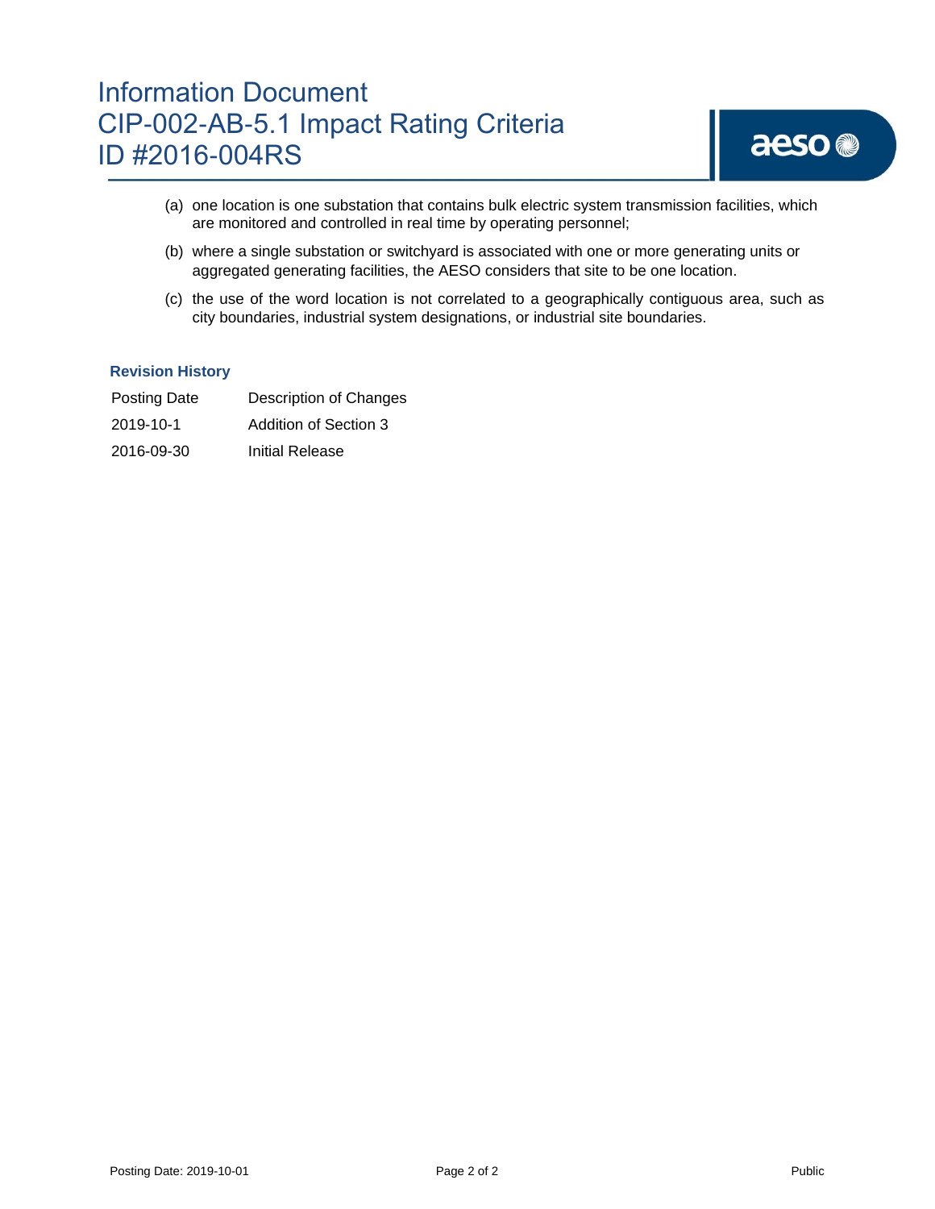(a) one location is one substation that contains bulk electric system transmission facilities, which are monitored and controlled in real time by operating personnel;

(b) where a single substation or switchyard is associated with one or more generating units or aggregated generating facilities, the AESO considers that site to be one location.

(c) the use of the word location is not correlated to a geographically contiguous area, such as city boundaries, industrial system designations, or industrial site boundaries.

### Revision History

| Posting Date | Description of Changes |
| --- | --- |
| 2019-10-1 | Addition of Section 3 |
| 2016-09-30 | Initial Release |